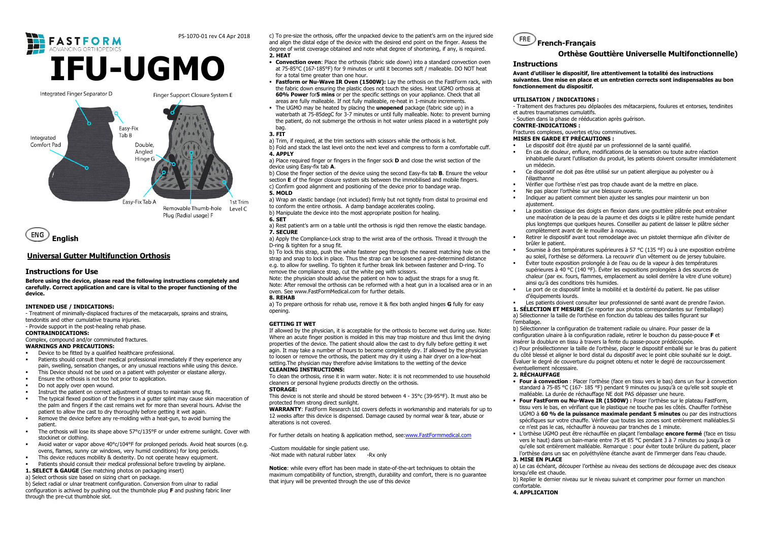PS-1070-01 rev C4 Apr 2018

FASTFORM
ADVANCING ORTHOPEDICS

# IFU-UGMO

Integrated Finger Separator D

Finger Support Closure System E

Easy-Fix Tab B

Integrated Comfort Pad

Double, Angled Hinge G

Easy-Fix Tab A

Removable Thumb-hole Plug (Radial usage) F

1st Trim Level C

## ENG English

### Universal Gutter Multifunction Orthosis

### Instructions for Use

**Before using the device, please read the following instructions completely and carefully. Correct application and care is vital to the proper functioning of the device.**

**INTENDED USE / INDICATIONS:**

- Treatment of minimally-displaced fractures of the metacarpals, sprains and strains, tendonitis and other cumulative trauma injuries.
- Provide support in the post-healing rehab phase.

**CONTRAINDICATIONS:**

Complex, compound and/or comminuted fractures.

**WARNINGS AND PRECAUTIONS:**

- Device to be fitted by a qualified healthcare professional.
- Patients should consult their medical professional immediately if they experience any pain, swelling, sensation changes, or any unusual reactions while using this device.
- This Device should not be used on a patient with polyester or elastane allergy.
- Ensure the orthosis is not too hot prior to application.
- Do not apply over open wound.
- Instruct the patient on correct adjustment of straps to maintain snug fit.
- The typical flexed position of the fingers in a gutter splint may cause skin maceration of the palm and fingers if the cast remains wet for more than several hours. Advise the patient to allow the cast to dry thoroughly before getting it wet again.
- Remove the device before any re-molding with a heat-gun, to avoid burning the patient.
- The orthosis will lose its shape above 57°c/135°F or under extreme sunlight. Cover with stockinet or clothing.
- Avoid water or vapor above 40°c/104°F for prolonged periods. Avoid heat sources (e.g. ovens, flames, sunny car windows, very humid conditions) for long periods.
- This device reduces mobility & dexterity. Do not operate heavy equipment.
- Patients should consult their medical professional before traveling by airplane.

**1. SELECT & GAUGE** (See matching photos on packaging insert)

a) Select orthosis size based on sizing chart on package.

b) Select radial or ulnar treatment configuration. Conversion from ulnar to radial configuration is achived by pushing out the thumbhole plug **F** and pushing fabric liner through the pre-cut thumbhole slot.

c) To pre-size the orthosis, offer the unpacked device to the patient's arm on the injured side and align the distal edge of the device with the desired end point on the finger. Assess the degree of wrist coverage obtained and note what degree of shortening, if any, is required.

**2. HEAT**

- **Convection oven**: Place the orthosis (fabric side down) into a standard convection oven at 75-85°C (167-185°F) for 9 minutes or until it becomes soft / malleable. DO NOT heat for a total time greater than one hour.
- **Fastform or Nu-Wave IR Oven (1500W):** Lay the orthosis on the FastForm rack, with the fabric down ensuring the plastic does not touch the sides. Heat UGMO orthosis at **60% Power** for**5 mins** or per the specific settings on your appliance. Check that all areas are fully malleable. If not fully malleable, re-heat in 1-minute increments.
- The UGMO may be heated by placing the **unopened** package (fabric side up) in a waterbath at 75-85degC for 3-7 minutes or until fully malleable. Note: to prevent burning the patient, do not submerge the orthosis in hot water unless placed in a watertight poly bag.

**3. FIT**

a) Trim, if required, at the trim sections with scissors while the orthosis is hot.

b) Fold and stack the last level onto the next level and compress to form a comfortable cuff.

**4. APPLY**

a) Place required finger or fingers in the finger sock **D** and close the wrist section of the device using Easy-fix tab **A**.

b) Close the finger section of the device using the second Easy-fix tab **B**. Ensure the velour section **E** of the finger closure system sits between the immobilised and mobile fingers.

c) Confirm good alignment and positioning of the device prior to bandage wrap.

**5. MOLD**

a) Wrap an elastic bandage (not included) firmly but not tightly from distal to proximal end to conform the entire orthosis. A damp bandage accelerates cooling.

b) Manipulate the device into the most appropriate position for healing.

**6. SET**

a) Rest patient's arm on a table until the orthosis is rigid then remove the elastic bandage.

**7. SECURE**

a) Apply the Compliance-Lock strap to the wrist area of the orthosis. Thread it through the D-ring & tighten for a snug fit.

b) To lock this strap, push the white fastener peg through the nearest matching hole on the strap and snap to lock in place. Thus the strap can be loosened a pre-determined distance e.g. to allow for swelling. To tighten it further break link between fastener and D-ring. To remove the compliance strap, cut the white peg with scissors.

Note: the physician should advise the patient on how to adjust the straps for a snug fit.
Note: After removal the orthosis can be reformed with a heat gun in a localised area or in an oven. See www.FastFormMedical.com for further details.

**8. REHAB**

a) To prepare orthosis for rehab use, remove it & flex both angled hinges **G** fully for easy opening.

**GETTING IT WET**

If allowed by the physician, it is acceptable for the orthosis to become wet during use. Note: Where an acute finger position is molded in this may trap moisture and thus limit the drying properties of the device. The patient should allow the cast to dry fully before getting it wet agin. It may take a number of hours to become completely dry. If allowed by the physician to loosen or remove the orthosis, the patient may dry it using a hair dryer on a low-heat setting.The physician may therefore advise limitations to the wetting of the device

**CLEANING INSTRUCTIONS:**

To clean the orthosis, rinse it in warm water. Note: it is not recommended to use household cleaners or personal hygiene products directly on the orthosis.

**STORAGE:**

This device is not sterile and should be stored between 4 - 35°c (39-95°F). It must also be protected from strong direct sunlight.

**WARRANTY**: FastForm Research Ltd covers defects in workmanship and materials for up to 12 weeks after this device is dispensed. Damage caused by normal wear & tear, abuse or alterations is not covered.

For further details on heating & application method, see:www.FastFormmedical.com

-Custom mouldable for single patient use.
-Not made with natural rubber latex -Rx only

**Notice**: while every effort has been made in state-of-the-art techniques to obtain the maximum compatibility of function, strength, durability and comfort, there is no guarantee that injury will be prevented through the use of this device

## FRE French-Français

### Orthèse Gouttière Universelle Multifonctionnelle)

### Instructions

**Avant d'utiliser le dispositif, lire attentivement la totalité des instructions suivantes. Une mise en place et un entretien corrects sont indispensables au bon fonctionnement du dispositif.**

**UTILISATION / INDICATIONS :**

- Traitement des fractures peu déplacées des métacarpiens, foulures et entorses, tendinites et autres traumatismes cumulatifs.
- Soutien dans la phase de rééducation après guérison.

**CONTRE-INDICATIONS :**

Fractures complexes, ouvertes et/ou comminutives.

**MISES EN GARDE ET PRÉCAUTIONS :**

- Le dispositif doit être ajusté par un professionnel de la santé qualifié.
- En cas de douleur, enflure, modifications de la sensation ou toute autre réaction inhabituelle durant l'utilisation du produit, les patients doivent consulter immédiatement un médecin.
- Ce dispositif ne doit pas être utilisé sur un patient allergique au polyester ou à l'élasthanne
- Vérifier que l'orthèse n'est pas trop chaude avant de la mettre en place.
- Ne pas placer l'orthèse sur une blessure ouverte.
- Indiquer au patient comment bien ajuster les sangles pour maintenir un bon ajustement.
- La position classique des doigts en flexion dans une gouttière plâtrée peut entraîner une macération de la peau de la paume et des doigts si le plâtre reste humide pendant plus longtemps que quelques heures. Conseiller au patient de laisser le plâtre sécher complètement avant de le mouiller à nouveau.
- Retirer le dispositif avant tout remodelage avec un pistolet thermique afin d'éviter de brûler le patient.
- Soumise à des températures supérieures à 57 °C (135 °F) ou à une exposition extrême au soleil, l'orthèse se déformera. La recouvrir d'un vêtement ou de jersey tubulaire.
- Éviter toute exposition prolongée à de l'eau ou de la vapeur à des températures supérieures à 40 °C (140 °F). Éviter les expositions prolongées à des sources de chaleur (par ex. fours, flammes, emplacement au soleil derrière la vitre d'une voiture) ainsi qu'à des conditions très humides.
- Le port de ce dispositif limite la mobilité et la dextérité du patient. Ne pas utiliser d'équipements lourds.
- Les patients doivent consulter leur professionnel de santé avant de prendre l'avion.

**1. SÉLECTION ET MESURE** (Se reporter aux photos correspondantes sur l'emballage)

a) Sélectionner la taille de l'orthèse en fonction du tableau des tailles figurant sur l'emballage.

b) Sélectionner la configuration de traitement radiale ou ulnaire. Pour passer de la configuration ulnaire à la configuration radiale, retirer le bouchon du passe-pouce **F** et insérer la doublure en tissu à travers la fente du passe-pouce prédécoupée.

c) Pour présélectionner la taille de l'orthèse, placer le dispositif emballé sur le bras du patient du côté blessé et aligner le bord distal du dispositif avec le point cible souhaité sur le doigt. Évaluer le degré de couverture du poignet obtenu et noter le degré de raccourcissement éventuellement nécessaire.

**2. RÉCHAUFFAGE**

- **Four à convection** : Placer l'orthèse (face en tissu vers le bas) dans un four à convection standard à 75-85 °C (167- 185 °F) pendant 9 minutes ou jusqu'à ce qu'elle soit souple et malléable. La durée de réchauffage NE doit PAS dépasser une heure.
- **Four FastForm ou Nu-Wave IR (1500W) :** Poser l'orthèse sur le plateau FastForm, tissu vers le bas, en vérifiant que le plastique ne touche pas les côtés. Chauffer l'orthèse UGMO à **60 % de la puissance maximale pendant 5 minutes** ou par des instructions spécifiques sur votre chauffe. Vérifier que toutes les zones sont entièrement malléables.Si ce n'est pas le cas, réchauffer à nouveau par tranches de 1 minute.
- L'orthèse UGMO peut être réchauffée en plaçant l'emballage **encore fermé** (face en tissu vers le haut) dans un bain-marie entre 75 et 85 °C pendant 3 à 7 minutes ou jusqu'à ce qu'elle soit entièrement malléable. Remarque : pour éviter toute brûlure du patient, placer l'orthèse dans un sac en polyéthylène étanche avant de l'immerger dans l'eau chaude.

**3. MISE EN PLACE**

a) Le cas échéant, découper l'orthèse au niveau des sections de découpage avec des ciseaux lorsqu'elle est chaude.

b) Replier le dernier niveau sur le niveau suivant et comprimer pour former un manchon confortable.

**4. APPLICATION**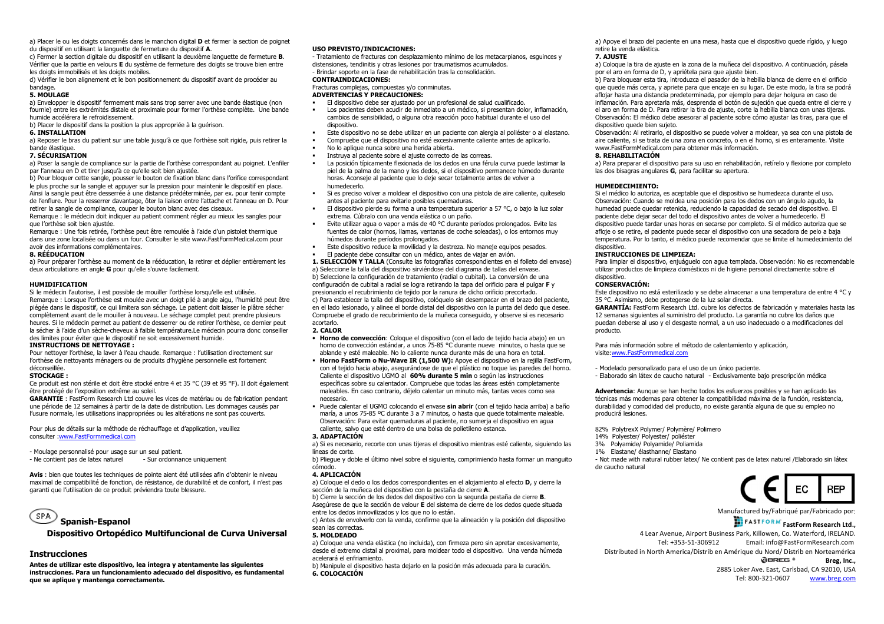a) Placer le ou les doigts concernés dans le manchon digital **D** et fermer la section de poignet du dispositif en utilisant la languette de fermeture du dispositif **A**.

c) Fermer la section digitale du dispositif en utilisant la deuxième languette de fermeture **B**. Vérifier que la partie en velours **E** du système de fermeture des doigts se trouve bien entre les doigts immobilisés et les doigts mobiles.

d) Vérifier le bon alignement et le bon positionnement du dispositif avant de procéder au bandage.

**5. MOULAGE**

a) Envelopper le dispositif fermement mais sans trop serrer avec une bande élastique (non fournie) entre les extrémités distale et proximale pour former l'orthèse complète. Une bande humide accélérera le refroidissement.

b) Placer le dispositif dans la position la plus appropriée à la guérison.

**6. INSTALLATION**

a) Reposer le bras du patient sur une table jusqu'à ce que l'orthèse soit rigide, puis retirer la bande élastique.

**7. SÉCURISATION**

a) Poser la sangle de compliance sur la partie de l'orthèse correspondant au poignet. L'enfiler par l'anneau en D et tirer jusqu'à ce qu'elle soit bien ajustée.

b) Pour bloquer cette sangle, pousser le bouton de fixation blanc dans l'orifice correspondant le plus proche sur la sangle et appuyer sur la pression pour maintenir le dispositif en place. Ainsi la sangle peut être desserrée à une distance prédéterminée, par ex. pour tenir compte de l'enflure. Pour la resserrer davantage, ôter la liaison entre l'attache et l'anneau en D. Pour retirer la sangle de compliance, couper le bouton blanc avec des ciseaux.

Remarque : le médecin doit indiquer au patient comment régler au mieux les sangles pour que l'orthèse soit bien ajustée.

Remarque : Une fois retirée, l'orthèse peut être remoulée à l'aide d'un pistolet thermique dans une zone localisée ou dans un four. Consulter le site www.FastFormMedical.com pour avoir des informations complémentaires.

**8. RÉÉDUCATION**

a) Pour préparer l'orthèse au moment de la rééducation, la retirer et déplier entièrement les deux articulations en angle **G** pour qu'elle s'ouvre facilement.

**HUMIDIFICATION**

Si le médecin l'autorise, il est possible de mouiller l'orthèse lorsqu'elle est utilisée. Remarque : Lorsque l'orthèse est moulée avec un doigt plié à angle aigu, l'humidité peut être piégée dans le dispositif, ce qui limitera son séchage. Le patient doit laisser le plâtre sécher complètement avant de le mouiller à nouveau. Le séchage complet peut prendre plusieurs heures. Si le médecin permet au patient de desserrer ou de retirer l'orthèse, ce dernier peut la sécher à l'aide d'un sèche-cheveux à faible température.Le médecin pourra donc conseiller des limites pour éviter que le dispositif ne soit excessivement humide.

**INSTRUCTIONS DE NETTOYAGE :**

Pour nettoyer l'orthèse, la laver à l'eau chaude. Remarque : l'utilisation directement sur l'orthèse de nettoyants ménagers ou de produits d'hygiène personnelle est fortement déconseillée.

**STOCKAGE :**

Ce produit est non stérile et doit être stocké entre 4 et 35 °C (39 et 95 °F). Il doit également être protégé de l'exposition extrême au soleil.

**GARANTIE** : FastForm Research Ltd couvre les vices de matériau ou de fabrication pendant une période de 12 semaines à partir de la date de distribution. Les dommages causés par l'usure normale, les utilisations inappropriées ou les altérations ne sont pas couverts.

Pour plus de détails sur la méthode de réchauffage et d'application, veuillez consulter :www.FastFormmedical.com

- Moulage personnalisé pour usage sur un seul patient.
- Ne contient pas de latex naturel - Sur ordonnance uniquement

**Avis** : bien que toutes les techniques de pointe aient été utilisées afin d'obtenir le niveau maximal de compatibilité de fonction, de résistance, de durabilité et de confort, il n'est pas garanti que l'utilisation de ce produit préviendra toute blessure.

SPA **Spanish-Espanol**

## Dispositivo Ortopédico Multifuncional de Curva Universal

## Instrucciones

**Antes de utilizar este dispositivo, lea íntegra y atentamente las siguientes instrucciones. Para un funcionamiento adecuado del dispositivo, es fundamental que se aplique y mantenga correctamente.**

**USO PREVISTO/INDICACIONES:**

- Tratamiento de fracturas con desplazamiento mínimo de los metacarpianos, esguinces y distensiones, tendinitis y otras lesiones por traumatismos acumulados.
- Brindar soporte en la fase de rehabilitación tras la consolidación.

**CONTRAINDICACIONES:**

Fracturas complejas, compuestas y/o conminutas.

**ADVERTENCIAS Y PRECAUCIONES:**

- El dispositivo debe ser ajustado por un profesional de salud cualificado.
- Los pacientes deben acudir de inmediato a un médico, si presentan dolor, inflamación, cambios de sensibilidad, o alguna otra reacción poco habitual durante el uso del dispositivo.
- Este dispositivo no se debe utilizar en un paciente con alergia al poliéster o al elastano.
- Compruebe que el dispositivo no esté excesivamente caliente antes de aplicarlo.
- No lo aplique nunca sobre una herida abierta.
- Instruya al paciente sobre el ajuste correcto de las correas.
- La posición típicamente flexionada de los dedos en una férula curva puede lastimar la piel de la palma de la mano y los dedos, si el dispositivo permanece húmedo durante horas. Aconseje al paciente que lo deje secar totalmente antes de volver a humedecerlo.
- Si es preciso volver a moldear el dispositivo con una pistola de aire caliente, quíteselo antes al paciente para evitarle posibles quemaduras.
- El dispositivo pierde su forma a una temperatura superior a 57 °C, o bajo la luz solar extrema. Cúbralo con una venda elástica o un paño.
- Evite utilizar agua o vapor a más de 40 °C durante períodos prolongados. Evite las fuentes de calor (hornos, llamas, ventanas de coche soleadas), o los entornos muy húmedos durante períodos prolongados.
- Este dispositivo reduce la movilidad y la destreza. No maneje equipos pesados.
- El paciente debe consultar con un médico, antes de viajar en avión.

**1. SELECCIÓN Y TALLA** (Consulte las fotografías correspondientes en el folleto del envase)

a) Seleccione la talla del dispositivo sirviéndose del diagrama de tallas del envase.

b) Seleccione la configuración de tratamiento (radial o cubital). La conversión de una configuración de cubital a radial se logra retirando la tapa del orificio para el pulgar **F** y presionando el recubrimiento de tejido por la ranura de dicho orificio precortado.

c) Para establecer la talla del dispositivo, colóquelo sin desempacar en el brazo del paciente, en el lado lesionado, y alinee el borde distal del dispositivo con la punta del dedo que desee. Compruebe el grado de recubrimiento de la muñeca conseguido, y observe si es necesario acortarlo.

**2. CALOR**

- **Horno de convección**: Coloque el dispositivo (con el lado de tejido hacia abajo) en un horno de convección estándar, a unos 75-85 °C durante nueve minutos, o hasta que se ablande y esté maleable. No lo caliente nunca durante más de una hora en total.
- **Horno FastForm o Nu-Wave IR (1,500 W):** Apoye el dispositivo en la rejilla FastForm, con el tejido hacia abajo, asegurándose de que el plástico no toque las paredes del horno. Caliente el dispositivo UGMO al **60% durante 5 min** o según las instrucciones específicas sobre su calentador. Compruebe que todas las áreas estén completamente maleables. En caso contrario, déjelo calentar un minuto más, tantas veces como sea necesario.
- Puede calentar el UGMO colocando el envase **sin abrir** (con el tejido hacia arriba) a baño maría, a unos 75-85 ºC durante 3 a 7 minutos, o hasta que quede totalmente maleable. Observación: Para evitar quemaduras al paciente, no sumerja el dispositivo en agua caliente, salvo que esté dentro de una bolsa de polietileno estanca.

**3. ADAPTACIÓN**

a) Si es necesario, recorte con unas tijeras el dispositivo mientras esté caliente, siguiendo las líneas de corte.

b) Pliegue y doble el último nivel sobre el siguiente, comprimiendo hasta formar un manguito cómodo.

**4. APLICACIÓN**

a) Coloque el dedo o los dedos correspondientes en el alojamiento al efecto **D**, y cierre la sección de la muñeca del dispositivo con la pestaña de cierre **A**.

b) Cierre la sección de los dedos del dispositivo con la segunda pestaña de cierre **B**. Asegúrese de que la sección de velour **E** del sistema de cierre de los dedos quede situada entre los dedos inmovilizados y los que no lo están.

c) Antes de envolverlo con la venda, confirme que la alineación y la posición del dispositivo sean las correctas.

**5. MOLDEADO**

a) Coloque una venda elástica (no incluida), con firmeza pero sin apretar excesivamente, desde el extremo distal al proximal, para moldear todo el dispositivo. Una venda húmeda acelerará el enfriamiento.

b) Manipule el dispositivo hasta dejarlo en la posición más adecuada para la curación.

**6. COLOCACIÓN**

a) Apoye el brazo del paciente en una mesa, hasta que el dispositivo quede rígido, y luego retire la venda elástica.

**7. AJUSTE**

a) Coloque la tira de ajuste en la zona de la muñeca del dispositivo. A continuación, pásela por el aro en forma de D, y apriétela para que ajuste bien.

b) Para bloquear esta tira, introduzca el pasador de la hebilla blanca de cierre en el orificio que quede más cerca, y apriete para que encaje en su lugar. De este modo, la tira se podrá aflojar hasta una distancia predeterminada, por ejemplo para dejar holgura en caso de inflamación. Para apretarla más, desprenda el botón de sujeción que queda entre el cierre y el aro en forma de D. Para retirar la tira de ajuste, corte la hebilla blanca con unas tijeras. Observación: El médico debe asesorar al paciente sobre cómo ajustar las tiras, para que el dispositivo quede bien sujeto.

Observación: Al retirarlo, el dispositivo se puede volver a moldear, ya sea con una pistola de aire caliente, si se trata de una zona en concreto, o en el horno, si es enteramente. Visite www.FastFormMedical.com para obtener más información.

**8. REHABILITACIÓN**

a) Para preparar el dispositivo para su uso en rehabilitación, retírelo y flexione por completo las dos bisagras angulares **G**, para facilitar su apertura.

**HUMEDECIMIENTO:**

Si el médico lo autoriza, es aceptable que el dispositivo se humedezca durante el uso. Observación: Cuando se moldea una posición para los dedos con un ángulo agudo, la humedad puede quedar retenida, reduciendo la capacidad de secado del dispositivo. El paciente debe dejar secar del todo el dispositivo antes de volver a humedecerlo. El dispositivo puede tardar unas horas en secarse por completo. Si el médico autoriza que se afloje o se retire, el paciente puede secar el dispositivo con una secadora de pelo a baja temperatura. Por lo tanto, el médico puede recomendar que se limite el humedecimiento del dispositivo.

**INSTRUCCIONES DE LIMPIEZA:**

Para limpiar el dispositivo, enjuáguelo con agua templada. Observación: No es recomendable utilizar productos de limpieza domésticos ni de higiene personal directamente sobre el dispositivo.

**CONSERVACIÓN:**

Este dispositivo no está esterilizado y se debe almacenar a una temperatura de entre 4 °C y 35 °C. Asimismo, debe protegerse de la luz solar directa.

**GARANTÍA:** FastForm Research Ltd. cubre los defectos de fabricación y materiales hasta las 12 semanas siguientes al suministro del producto. La garantía no cubre los daños que puedan deberse al uso y el desgaste normal, a un uso inadecuado o a modificaciones del producto.

Para más información sobre el método de calentamiento y aplicación, visite:www.FastFormmedical.com

- Modelado personalizado para el uso de un único paciente.
- Elaborado sin látex de caucho natural - Exclusivamente bajo prescripción médica

**Advertencia**: Aunque se han hecho todos los esfuerzos posibles y se han aplicado las técnicas más modernas para obtener la compatibilidad máxima de la función, resistencia, durabilidad y comodidad del producto, no existe garantía alguna de que su empleo no producirá lesiones.

82% PolytrexX Polymer/ Polymère/ Polimero
14% Polyester/ Polyester/ poliéster
3% Polyamide/ Polyamide/ Poliamida
1% Elastane/ élasthanne/ Elastano
- Not made with natural rubber latex/ Ne contient pas de latex naturel /Elaborado sin látex de caucho natural

CE | EC REP

Manufactured by/Fabriqué par/Fabricado por:

FASTFORM **FastForm Research Ltd.,**
4 Lear Avenue, Airport Business Park, Killowen, Co. Waterford, IRELAND.
Tel: +353-51-306912 Email: info@FastFormResearch.com

Distributed in North America/Distrib en Amérique du Nord/ Distrib en Norteamérica
BREG ® **Breg, Inc.,**
2885 Loker Ave. East, Carlsbad, CA 92010, USA
Tel: 800-321-0607 www.breg.com